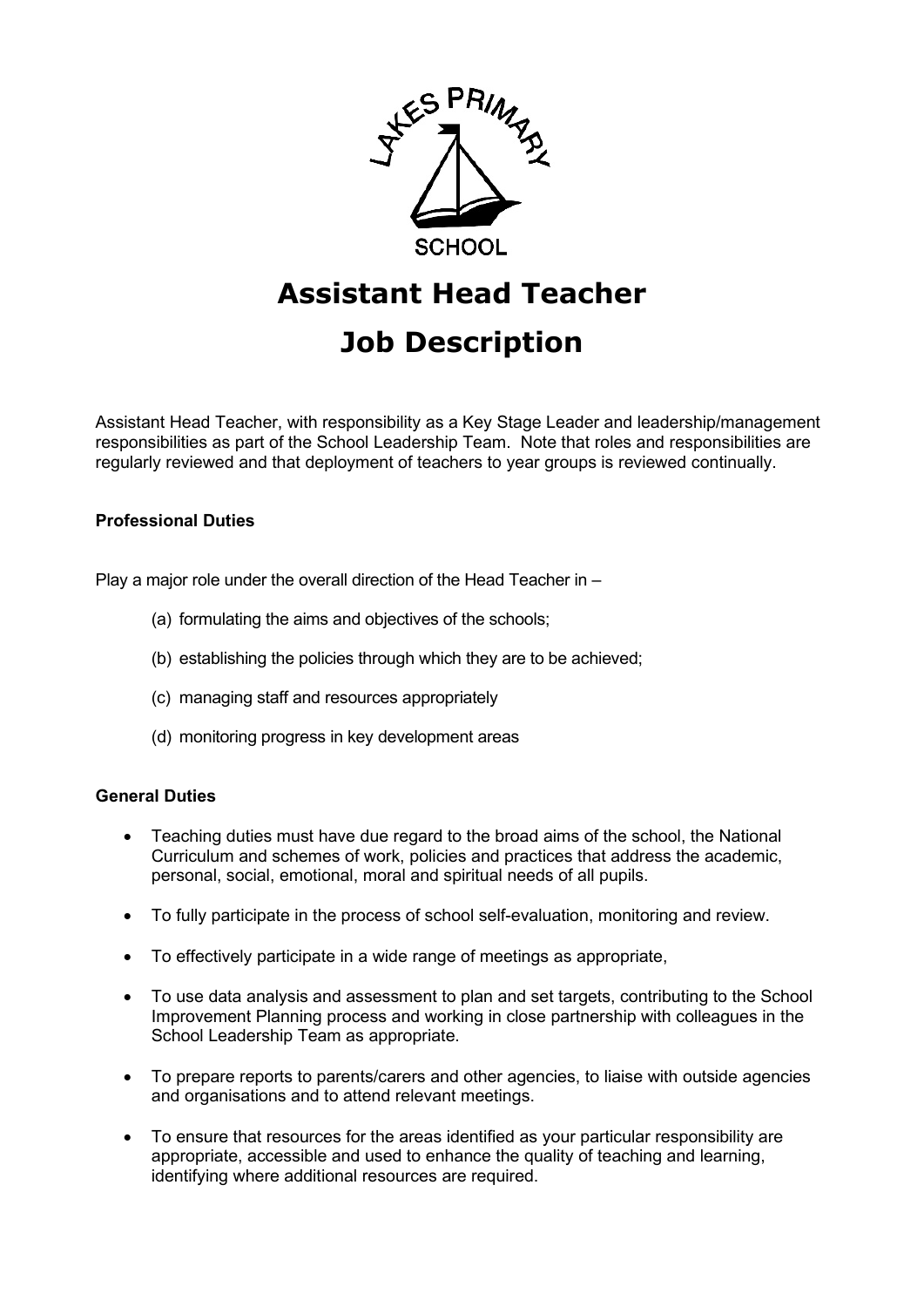LAKES PRIMARY SCHOOL

# Assistant Head Teacher

# Job Description

Assistant Head Teacher, with responsibility as a Key Stage Leader and leadership/management responsibilities as part of the School Leadership Team. Note that roles and responsibilities are regularly reviewed and that deployment of teachers to year groups is reviewed continually.

**Professional Duties**

Play a major role under the overall direction of the Head Teacher in –

(a) formulating the aims and objectives of the schools;

(b) establishing the policies through which they are to be achieved;

(c) managing staff and resources appropriately

(d) monitoring progress in key development areas

**General Duties**

- Teaching duties must have due regard to the broad aims of the school, the National Curriculum and schemes of work, policies and practices that address the academic, personal, social, emotional, moral and spiritual needs of all pupils.
- To fully participate in the process of school self-evaluation, monitoring and review.
- To effectively participate in a wide range of meetings as appropriate,
- To use data analysis and assessment to plan and set targets, contributing to the School Improvement Planning process and working in close partnership with colleagues in the School Leadership Team as appropriate.
- To prepare reports to parents/carers and other agencies, to liaise with outside agencies and organisations and to attend relevant meetings.
- To ensure that resources for the areas identified as your particular responsibility are appropriate, accessible and used to enhance the quality of teaching and learning, identifying where additional resources are required.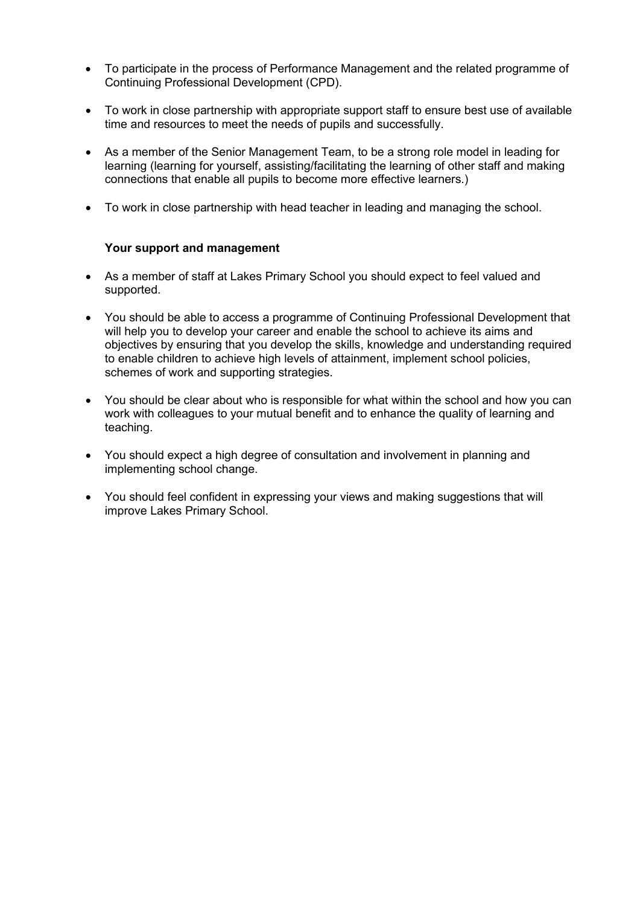- To participate in the process of Performance Management and the related programme of Continuing Professional Development (CPD).
- To work in close partnership with appropriate support staff to ensure best use of available time and resources to meet the needs of pupils and successfully.
- As a member of the Senior Management Team, to be a strong role model in leading for learning (learning for yourself, assisting/facilitating the learning of other staff and making connections that enable all pupils to become more effective learners.)
- To work in close partnership with head teacher in leading and managing the school.

**Your support and management**

- As a member of staff at Lakes Primary School you should expect to feel valued and supported.
- You should be able to access a programme of Continuing Professional Development that will help you to develop your career and enable the school to achieve its aims and objectives by ensuring that you develop the skills, knowledge and understanding required to enable children to achieve high levels of attainment, implement school policies, schemes of work and supporting strategies.
- You should be clear about who is responsible for what within the school and how you can work with colleagues to your mutual benefit and to enhance the quality of learning and teaching.
- You should expect a high degree of consultation and involvement in planning and implementing school change.
- You should feel confident in expressing your views and making suggestions that will improve Lakes Primary School.